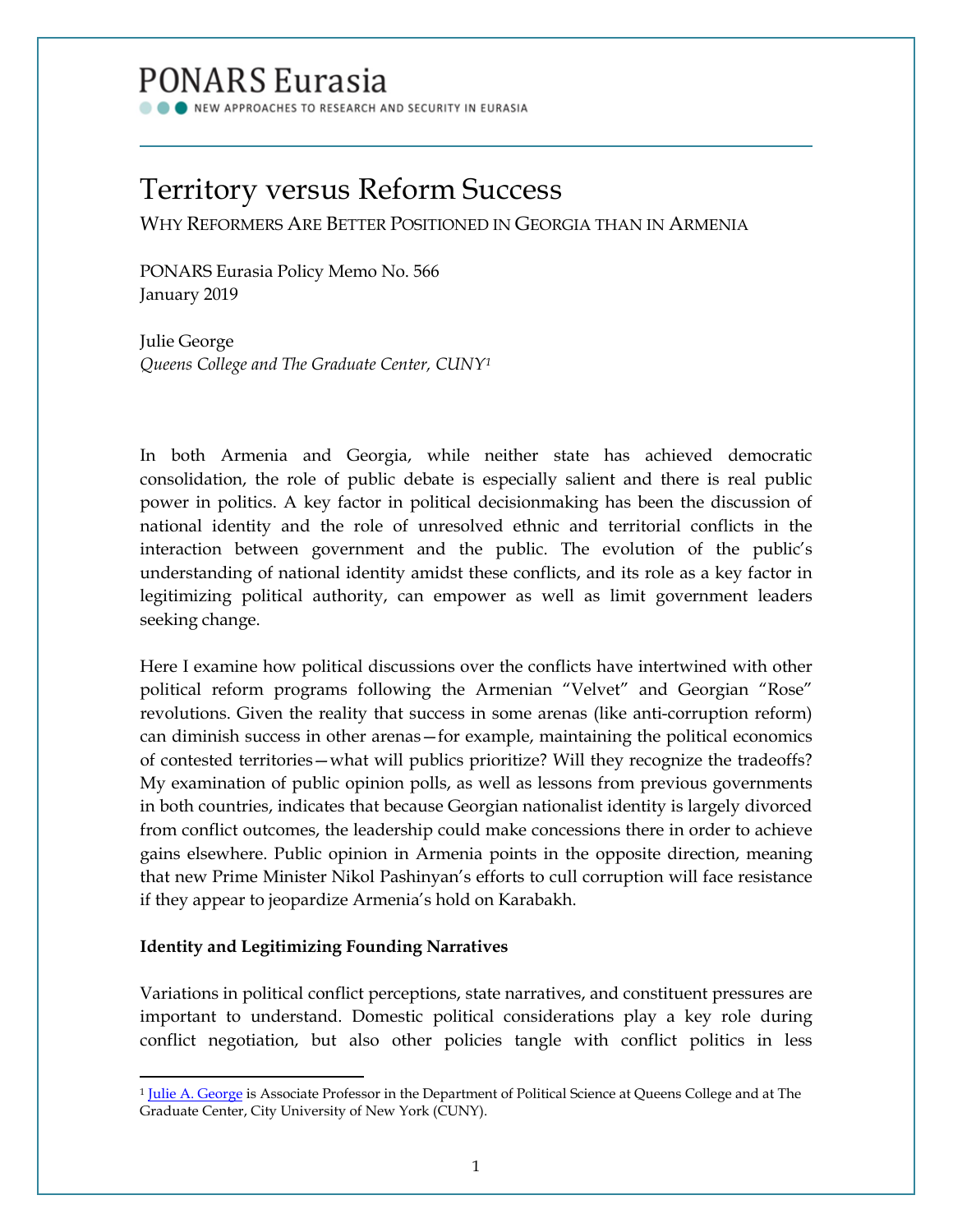PONARS Eurasia

NEW APPROACHES TO RESEARCH AND SECURITY IN EURASIA

# Territory versus Reform Success

## Why Reformers Are Better Positioned in Georgia than in Armenia

PONARS Eurasia Policy Memo No. 566
January 2019

Julie George
*Queens College and The Graduate Center, CUNY*[1]

In both Armenia and Georgia, while neither state has achieved democratic consolidation, the role of public debate is especially salient and there is real public power in politics. A key factor in political decisionmaking has been the discussion of national identity and the role of unresolved ethnic and territorial conflicts in the interaction between government and the public. The evolution of the public's understanding of national identity amidst these conflicts, and its role as a key factor in legitimizing political authority, can empower as well as limit government leaders seeking change.

Here I examine how political discussions over the conflicts have intertwined with other political reform programs following the Armenian "Velvet" and Georgian "Rose" revolutions. Given the reality that success in some arenas (like anti-corruption reform) can diminish success in other arenas—for example, maintaining the political economics of contested territories—what will publics prioritize? Will they recognize the tradeoffs? My examination of public opinion polls, as well as lessons from previous governments in both countries, indicates that because Georgian nationalist identity is largely divorced from conflict outcomes, the leadership could make concessions there in order to achieve gains elsewhere. Public opinion in Armenia points in the opposite direction, meaning that new Prime Minister Nikol Pashinyan's efforts to cull corruption will face resistance if they appear to jeopardize Armenia's hold on Karabakh.

**Identity and Legitimizing Founding Narratives**

Variations in political conflict perceptions, state narratives, and constituent pressures are important to understand. Domestic political considerations play a key role during conflict negotiation, but also other policies tangle with conflict politics in less

[1] Julie A. George is Associate Professor in the Department of Political Science at Queens College and at The Graduate Center, City University of New York (CUNY).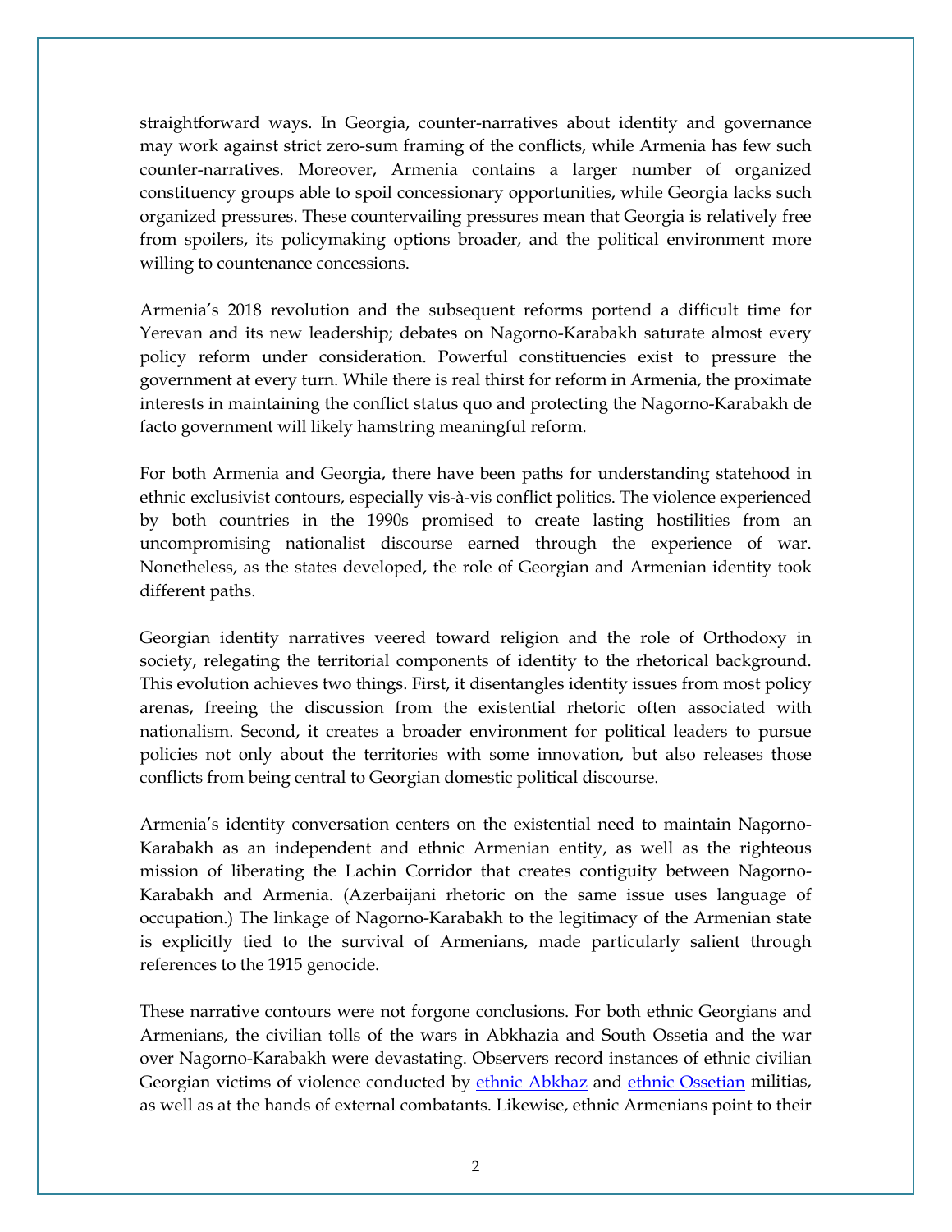straightforward ways. In Georgia, counter-narratives about identity and governance may work against strict zero-sum framing of the conflicts, while Armenia has few such counter-narratives. Moreover, Armenia contains a larger number of organized constituency groups able to spoil concessionary opportunities, while Georgia lacks such organized pressures. These countervailing pressures mean that Georgia is relatively free from spoilers, its policymaking options broader, and the political environment more willing to countenance concessions.

Armenia's 2018 revolution and the subsequent reforms portend a difficult time for Yerevan and its new leadership; debates on Nagorno-Karabakh saturate almost every policy reform under consideration. Powerful constituencies exist to pressure the government at every turn. While there is real thirst for reform in Armenia, the proximate interests in maintaining the conflict status quo and protecting the Nagorno-Karabakh de facto government will likely hamstring meaningful reform.

For both Armenia and Georgia, there have been paths for understanding statehood in ethnic exclusivist contours, especially vis-à-vis conflict politics. The violence experienced by both countries in the 1990s promised to create lasting hostilities from an uncompromising nationalist discourse earned through the experience of war. Nonetheless, as the states developed, the role of Georgian and Armenian identity took different paths.

Georgian identity narratives veered toward religion and the role of Orthodoxy in society, relegating the territorial components of identity to the rhetorical background. This evolution achieves two things. First, it disentangles identity issues from most policy arenas, freeing the discussion from the existential rhetoric often associated with nationalism. Second, it creates a broader environment for political leaders to pursue policies not only about the territories with some innovation, but also releases those conflicts from being central to Georgian domestic political discourse.

Armenia's identity conversation centers on the existential need to maintain Nagorno-Karabakh as an independent and ethnic Armenian entity, as well as the righteous mission of liberating the Lachin Corridor that creates contiguity between Nagorno-Karabakh and Armenia. (Azerbaijani rhetoric on the same issue uses language of occupation.) The linkage of Nagorno-Karabakh to the legitimacy of the Armenian state is explicitly tied to the survival of Armenians, made particularly salient through references to the 1915 genocide.

These narrative contours were not forgone conclusions. For both ethnic Georgians and Armenians, the civilian tolls of the wars in Abkhazia and South Ossetia and the war over Nagorno-Karabakh were devastating. Observers record instances of ethnic civilian Georgian victims of violence conducted by ethnic Abkhaz and ethnic Ossetian militias, as well as at the hands of external combatants. Likewise, ethnic Armenians point to their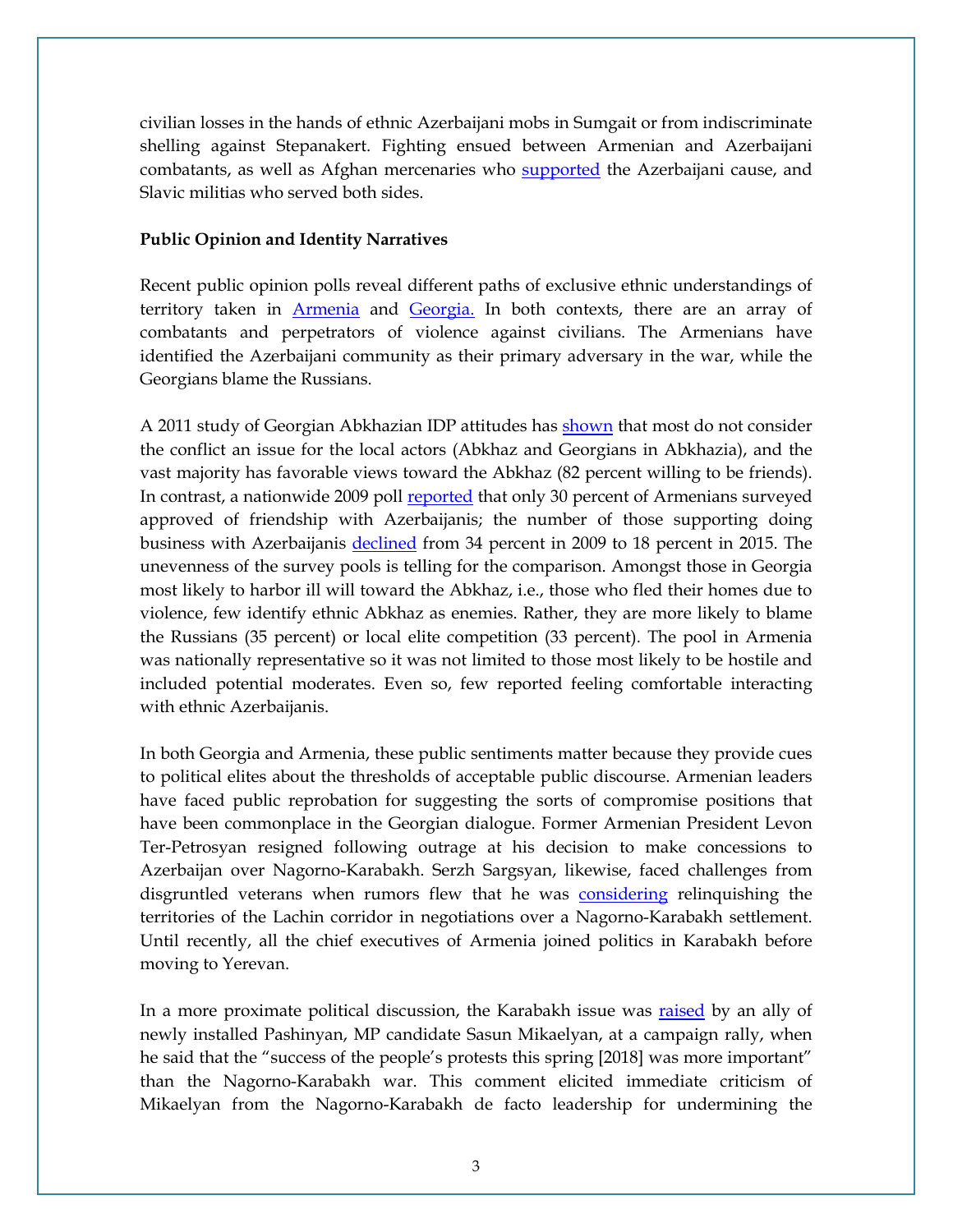civilian losses in the hands of ethnic Azerbaijani mobs in Sumgait or from indiscriminate shelling against Stepanakert. Fighting ensued between Armenian and Azerbaijani combatants, as well as Afghan mercenaries who supported the Azerbaijani cause, and Slavic militias who served both sides.

**Public Opinion and Identity Narratives**

Recent public opinion polls reveal different paths of exclusive ethnic understandings of territory taken in Armenia and Georgia. In both contexts, there are an array of combatants and perpetrators of violence against civilians. The Armenians have identified the Azerbaijani community as their primary adversary in the war, while the Georgians blame the Russians.

A 2011 study of Georgian Abkhazian IDP attitudes has shown that most do not consider the conflict an issue for the local actors (Abkhaz and Georgians in Abkhazia), and the vast majority has favorable views toward the Abkhaz (82 percent willing to be friends). In contrast, a nationwide 2009 poll reported that only 30 percent of Armenians surveyed approved of friendship with Azerbaijanis; the number of those supporting doing business with Azerbaijanis declined from 34 percent in 2009 to 18 percent in 2015. The unevenness of the survey pools is telling for the comparison. Amongst those in Georgia most likely to harbor ill will toward the Abkhaz, i.e., those who fled their homes due to violence, few identify ethnic Abkhaz as enemies. Rather, they are more likely to blame the Russians (35 percent) or local elite competition (33 percent). The pool in Armenia was nationally representative so it was not limited to those most likely to be hostile and included potential moderates. Even so, few reported feeling comfortable interacting with ethnic Azerbaijanis.

In both Georgia and Armenia, these public sentiments matter because they provide cues to political elites about the thresholds of acceptable public discourse. Armenian leaders have faced public reprobation for suggesting the sorts of compromise positions that have been commonplace in the Georgian dialogue. Former Armenian President Levon Ter-Petrosyan resigned following outrage at his decision to make concessions to Azerbaijan over Nagorno-Karabakh. Serzh Sargsyan, likewise, faced challenges from disgruntled veterans when rumors flew that he was considering relinquishing the territories of the Lachin corridor in negotiations over a Nagorno-Karabakh settlement. Until recently, all the chief executives of Armenia joined politics in Karabakh before moving to Yerevan.

In a more proximate political discussion, the Karabakh issue was raised by an ally of newly installed Pashinyan, MP candidate Sasun Mikaelyan, at a campaign rally, when he said that the "success of the people's protests this spring [2018] was more important" than the Nagorno-Karabakh war. This comment elicited immediate criticism of Mikaelyan from the Nagorno-Karabakh de facto leadership for undermining the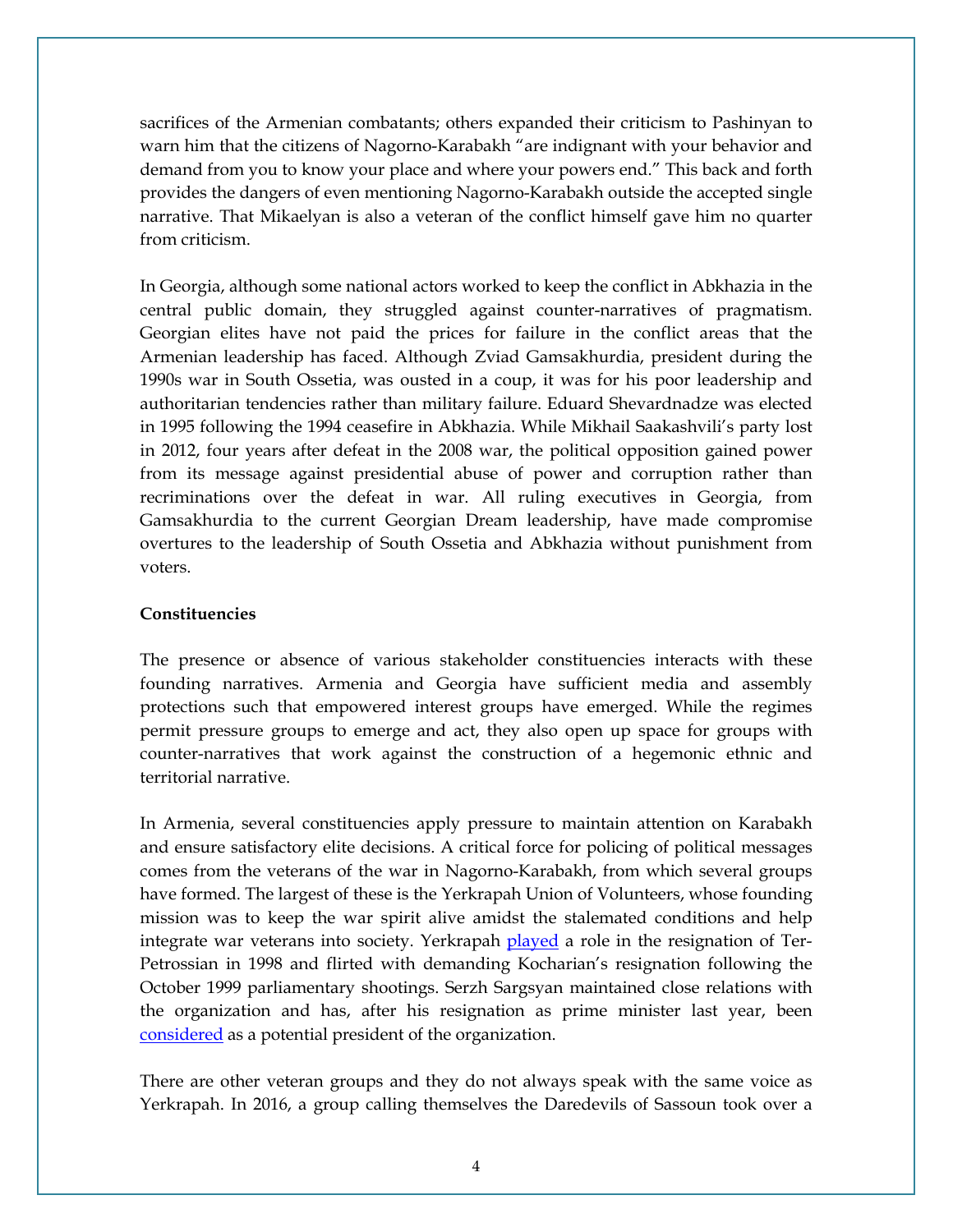sacrifices of the Armenian combatants; others expanded their criticism to Pashinyan to warn him that the citizens of Nagorno-Karabakh "are indignant with your behavior and demand from you to know your place and where your powers end." This back and forth provides the dangers of even mentioning Nagorno-Karabakh outside the accepted single narrative. That Mikaelyan is also a veteran of the conflict himself gave him no quarter from criticism.

In Georgia, although some national actors worked to keep the conflict in Abkhazia in the central public domain, they struggled against counter-narratives of pragmatism. Georgian elites have not paid the prices for failure in the conflict areas that the Armenian leadership has faced. Although Zviad Gamsakhurdia, president during the 1990s war in South Ossetia, was ousted in a coup, it was for his poor leadership and authoritarian tendencies rather than military failure. Eduard Shevardnadze was elected in 1995 following the 1994 ceasefire in Abkhazia. While Mikhail Saakashvili's party lost in 2012, four years after defeat in the 2008 war, the political opposition gained power from its message against presidential abuse of power and corruption rather than recriminations over the defeat in war. All ruling executives in Georgia, from Gamsakhurdia to the current Georgian Dream leadership, have made compromise overtures to the leadership of South Ossetia and Abkhazia without punishment from voters.

**Constituencies**

The presence or absence of various stakeholder constituencies interacts with these founding narratives. Armenia and Georgia have sufficient media and assembly protections such that empowered interest groups have emerged. While the regimes permit pressure groups to emerge and act, they also open up space for groups with counter-narratives that work against the construction of a hegemonic ethnic and territorial narrative.

In Armenia, several constituencies apply pressure to maintain attention on Karabakh and ensure satisfactory elite decisions. A critical force for policing of political messages comes from the veterans of the war in Nagorno-Karabakh, from which several groups have formed. The largest of these is the Yerkrapah Union of Volunteers, whose founding mission was to keep the war spirit alive amidst the stalemated conditions and help integrate war veterans into society. Yerkrapah played a role in the resignation of Ter-Petrossian in 1998 and flirted with demanding Kocharian's resignation following the October 1999 parliamentary shootings. Serzh Sargsyan maintained close relations with the organization and has, after his resignation as prime minister last year, been considered as a potential president of the organization.

There are other veteran groups and they do not always speak with the same voice as Yerkrapah. In 2016, a group calling themselves the Daredevils of Sassoun took over a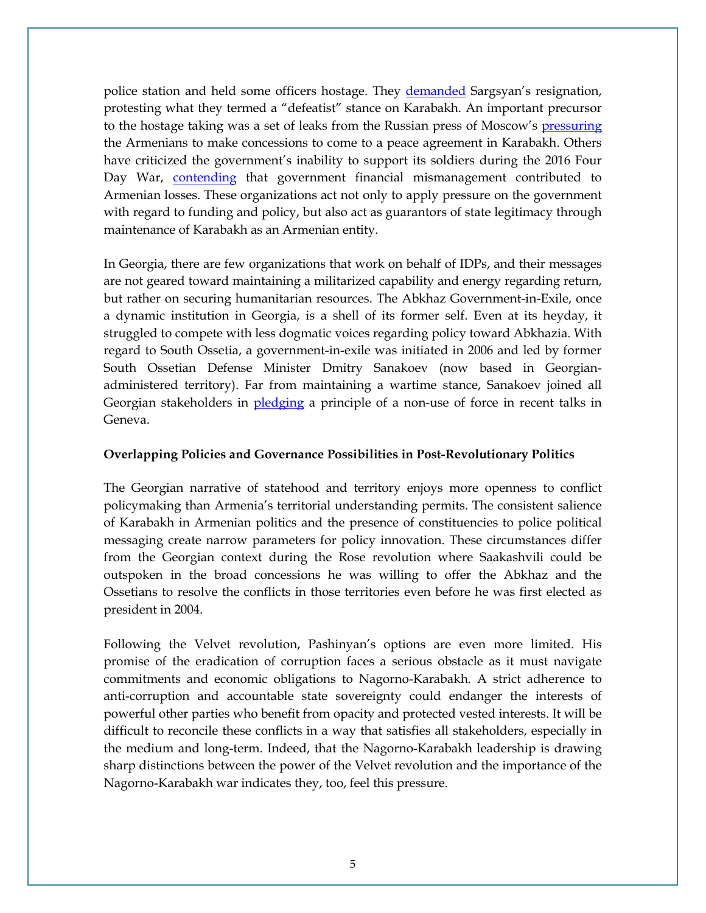police station and held some officers hostage. They demanded Sargsyan's resignation, protesting what they termed a "defeatist" stance on Karabakh. An important precursor to the hostage taking was a set of leaks from the Russian press of Moscow's pressuring the Armenians to make concessions to come to a peace agreement in Karabakh. Others have criticized the government's inability to support its soldiers during the 2016 Four Day War, contending that government financial mismanagement contributed to Armenian losses. These organizations act not only to apply pressure on the government with regard to funding and policy, but also act as guarantors of state legitimacy through maintenance of Karabakh as an Armenian entity.

In Georgia, there are few organizations that work on behalf of IDPs, and their messages are not geared toward maintaining a militarized capability and energy regarding return, but rather on securing humanitarian resources. The Abkhaz Government-in-Exile, once a dynamic institution in Georgia, is a shell of its former self. Even at its heyday, it struggled to compete with less dogmatic voices regarding policy toward Abkhazia. With regard to South Ossetia, a government-in-exile was initiated in 2006 and led by former South Ossetian Defense Minister Dmitry Sanakoev (now based in Georgian-administered territory). Far from maintaining a wartime stance, Sanakoev joined all Georgian stakeholders in pledging a principle of a non-use of force in recent talks in Geneva.

**Overlapping Policies and Governance Possibilities in Post-Revolutionary Politics**

The Georgian narrative of statehood and territory enjoys more openness to conflict policymaking than Armenia's territorial understanding permits. The consistent salience of Karabakh in Armenian politics and the presence of constituencies to police political messaging create narrow parameters for policy innovation. These circumstances differ from the Georgian context during the Rose revolution where Saakashvili could be outspoken in the broad concessions he was willing to offer the Abkhaz and the Ossetians to resolve the conflicts in those territories even before he was first elected as president in 2004.

Following the Velvet revolution, Pashinyan's options are even more limited. His promise of the eradication of corruption faces a serious obstacle as it must navigate commitments and economic obligations to Nagorno-Karabakh. A strict adherence to anti-corruption and accountable state sovereignty could endanger the interests of powerful other parties who benefit from opacity and protected vested interests. It will be difficult to reconcile these conflicts in a way that satisfies all stakeholders, especially in the medium and long-term. Indeed, that the Nagorno-Karabakh leadership is drawing sharp distinctions between the power of the Velvet revolution and the importance of the Nagorno-Karabakh war indicates they, too, feel this pressure.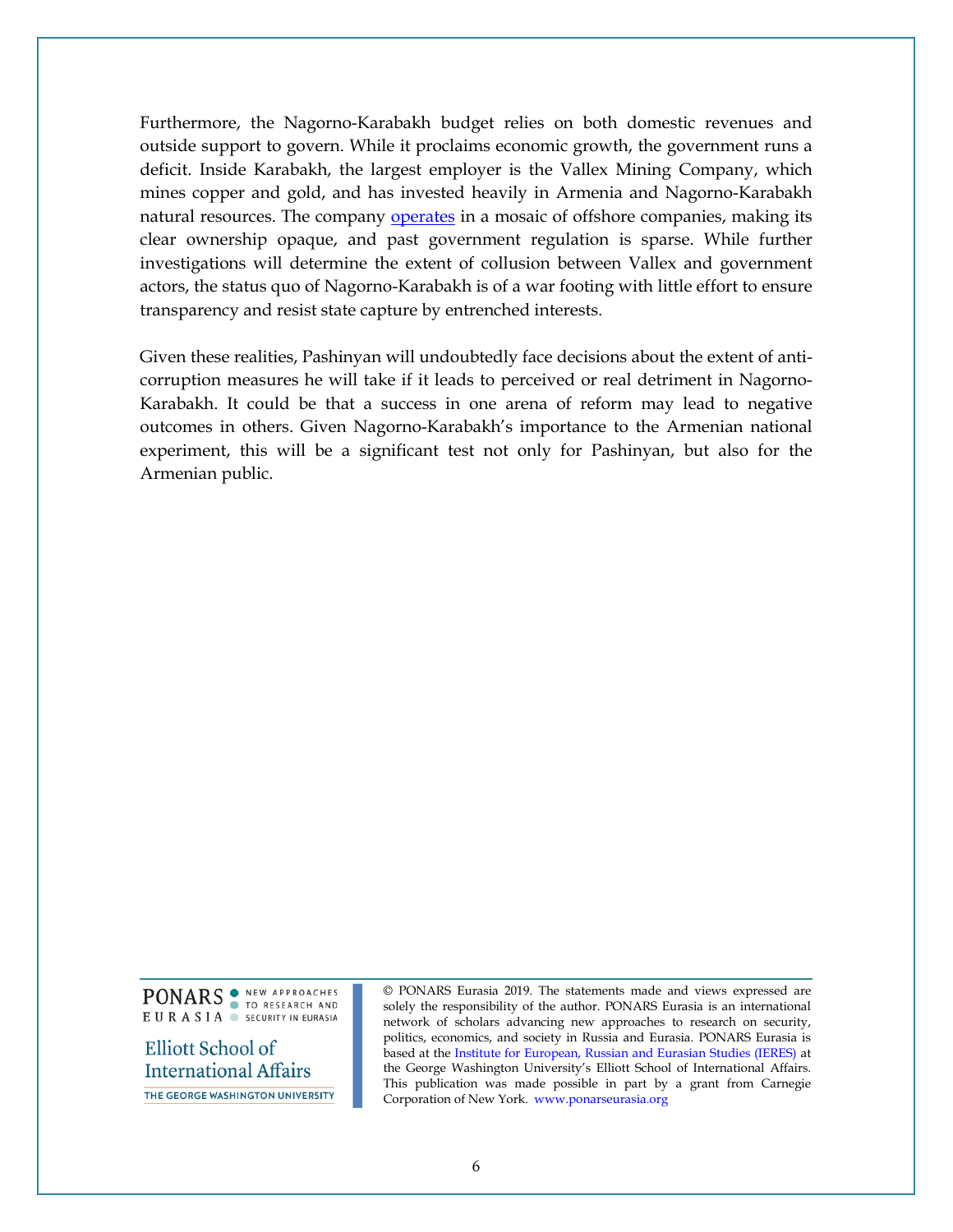Furthermore, the Nagorno-Karabakh budget relies on both domestic revenues and outside support to govern. While it proclaims economic growth, the government runs a deficit. Inside Karabakh, the largest employer is the Vallex Mining Company, which mines copper and gold, and has invested heavily in Armenia and Nagorno-Karabakh natural resources. The company operates in a mosaic of offshore companies, making its clear ownership opaque, and past government regulation is sparse. While further investigations will determine the extent of collusion between Vallex and government actors, the status quo of Nagorno-Karabakh is of a war footing with little effort to ensure transparency and resist state capture by entrenched interests.

Given these realities, Pashinyan will undoubtedly face decisions about the extent of anti-corruption measures he will take if it leads to perceived or real detriment in Nagorno-Karabakh. It could be that a success in one arena of reform may lead to negative outcomes in others. Given Nagorno-Karabakh's importance to the Armenian national experiment, this will be a significant test not only for Pashinyan, but also for the Armenian public.

PONARS EURASIA — NEW APPROACHES TO RESEARCH AND SECURITY IN EURASIA

Elliott School of International Affairs
THE GEORGE WASHINGTON UNIVERSITY

© PONARS Eurasia 2019. The statements made and views expressed are solely the responsibility of the author. PONARS Eurasia is an international network of scholars advancing new approaches to research on security, politics, economics, and society in Russia and Eurasia. PONARS Eurasia is based at the Institute for European, Russian and Eurasian Studies (IERES) at the George Washington University's Elliott School of International Affairs. This publication was made possible in part by a grant from Carnegie Corporation of New York. www.ponarseurasia.org